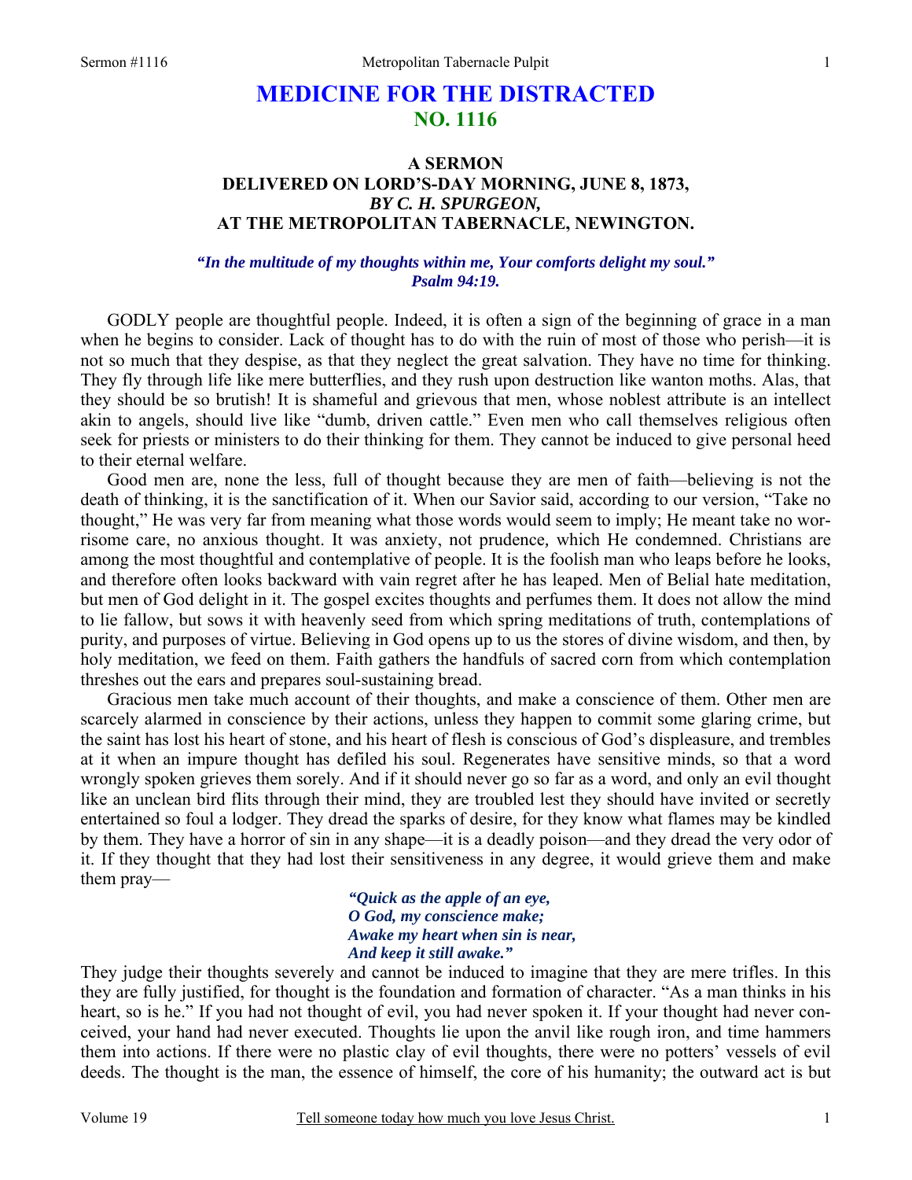# MEDICINE FOR THE DISTRACTED
## NO. 1116

### A SERMON
### DELIVERED ON LORD'S-DAY MORNING, JUNE 8, 1873,
### *BY C. H. SPURGEON,*
### AT THE METROPOLITAN TABERNACLE, NEWINGTON.

***"In the multitude of my thoughts within me, Your comforts delight my soul."***
***Psalm 94:19.***

GODLY people are thoughtful people. Indeed, it is often a sign of the beginning of grace in a man when he begins to consider. Lack of thought has to do with the ruin of most of those who perish—it is not so much that they despise, as that they neglect the great salvation. They have no time for thinking. They fly through life like mere butterflies, and they rush upon destruction like wanton moths. Alas, that they should be so brutish! It is shameful and grievous that men, whose noblest attribute is an intellect akin to angels, should live like "dumb, driven cattle." Even men who call themselves religious often seek for priests or ministers to do their thinking for them. They cannot be induced to give personal heed to their eternal welfare.

Good men are, none the less, full of thought because they are men of faith—believing is not the death of thinking, it is the sanctification of it. When our Savior said, according to our version, "Take no thought," He was very far from meaning what those words would seem to imply; He meant take no worrisome care, no anxious thought. It was anxiety, not prudence*,* which He condemned. Christians are among the most thoughtful and contemplative of people. It is the foolish man who leaps before he looks, and therefore often looks backward with vain regret after he has leaped. Men of Belial hate meditation, but men of God delight in it. The gospel excites thoughts and perfumes them. It does not allow the mind to lie fallow, but sows it with heavenly seed from which spring meditations of truth, contemplations of purity, and purposes of virtue. Believing in God opens up to us the stores of divine wisdom, and then, by holy meditation, we feed on them. Faith gathers the handfuls of sacred corn from which contemplation threshes out the ears and prepares soul-sustaining bread.

Gracious men take much account of their thoughts, and make a conscience of them. Other men are scarcely alarmed in conscience by their actions, unless they happen to commit some glaring crime, but the saint has lost his heart of stone, and his heart of flesh is conscious of God's displeasure, and trembles at it when an impure thought has defiled his soul. Regenerates have sensitive minds, so that a word wrongly spoken grieves them sorely. And if it should never go so far as a word, and only an evil thought like an unclean bird flits through their mind, they are troubled lest they should have invited or secretly entertained so foul a lodger. They dread the sparks of desire, for they know what flames may be kindled by them. They have a horror of sin in any shape—it is a deadly poison—and they dread the very odor of it. If they thought that they had lost their sensitiveness in any degree, it would grieve them and make them pray—

> ***"Quick as the apple of an eye,***
> ***O God, my conscience make;***
> ***Awake my heart when sin is near,***
> ***And keep it still awake."***

They judge their thoughts severely and cannot be induced to imagine that they are mere trifles. In this they are fully justified, for thought is the foundation and formation of character. "As a man thinks in his heart, so is he." If you had not thought of evil, you had never spoken it. If your thought had never conceived, your hand had never executed. Thoughts lie upon the anvil like rough iron, and time hammers them into actions. If there were no plastic clay of evil thoughts, there were no potters' vessels of evil deeds. The thought is the man, the essence of himself, the core of his humanity; the outward act is but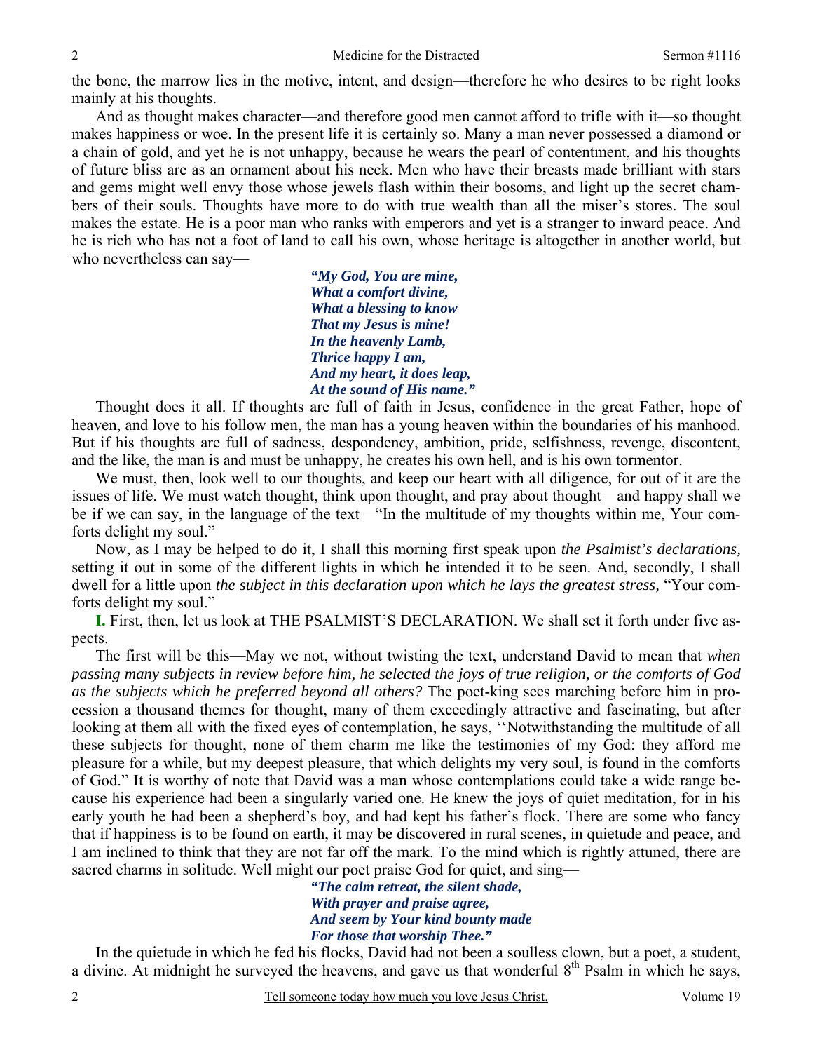the bone, the marrow lies in the motive, intent, and design—therefore he who desires to be right looks mainly at his thoughts.

And as thought makes character—and therefore good men cannot afford to trifle with it—so thought makes happiness or woe. In the present life it is certainly so. Many a man never possessed a diamond or a chain of gold, and yet he is not unhappy, because he wears the pearl of contentment, and his thoughts of future bliss are as an ornament about his neck. Men who have their breasts made brilliant with stars and gems might well envy those whose jewels flash within their bosoms, and light up the secret chambers of their souls. Thoughts have more to do with true wealth than all the miser's stores. The soul makes the estate. He is a poor man who ranks with emperors and yet is a stranger to inward peace. And he is rich who has not a foot of land to call his own, whose heritage is altogether in another world, but who nevertheless can say—

> ***"My God, You are mine,***
> ***What a comfort divine,***
> ***What a blessing to know***
> ***That my Jesus is mine!***
> ***In the heavenly Lamb,***
> ***Thrice happy I am,***
> ***And my heart, it does leap,***
> ***At the sound of His name."***

Thought does it all. If thoughts are full of faith in Jesus, confidence in the great Father, hope of heaven, and love to his follow men, the man has a young heaven within the boundaries of his manhood. But if his thoughts are full of sadness, despondency, ambition, pride, selfishness, revenge, discontent, and the like, the man is and must be unhappy, he creates his own hell, and is his own tormentor.

We must, then, look well to our thoughts, and keep our heart with all diligence, for out of it are the issues of life. We must watch thought, think upon thought, and pray about thought—and happy shall we be if we can say, in the language of the text—"In the multitude of my thoughts within me, Your comforts delight my soul."

Now, as I may be helped to do it, I shall this morning first speak upon *the Psalmist's declarations,* setting it out in some of the different lights in which he intended it to be seen. And, secondly, I shall dwell for a little upon *the subject in this declaration upon which he lays the greatest stress,* "Your comforts delight my soul."

**I.** First, then, let us look at THE PSALMIST'S DECLARATION. We shall set it forth under five aspects.

The first will be this—May we not, without twisting the text, understand David to mean that *when passing many subjects in review before him, he selected the joys of true religion, or the comforts of God as the subjects which he preferred beyond all others?* The poet-king sees marching before him in procession a thousand themes for thought, many of them exceedingly attractive and fascinating, but after looking at them all with the fixed eyes of contemplation, he says, ''Notwithstanding the multitude of all these subjects for thought, none of them charm me like the testimonies of my God: they afford me pleasure for a while, but my deepest pleasure, that which delights my very soul, is found in the comforts of God." It is worthy of note that David was a man whose contemplations could take a wide range because his experience had been a singularly varied one. He knew the joys of quiet meditation, for in his early youth he had been a shepherd's boy, and had kept his father's flock. There are some who fancy that if happiness is to be found on earth, it may be discovered in rural scenes, in quietude and peace, and I am inclined to think that they are not far off the mark. To the mind which is rightly attuned, there are sacred charms in solitude. Well might our poet praise God for quiet, and sing—

> ***"The calm retreat, the silent shade,***
> ***With prayer and praise agree,***
> ***And seem by Your kind bounty made***
> ***For those that worship Thee."***

In the quietude in which he fed his flocks, David had not been a soulless clown, but a poet, a student, a divine. At midnight he surveyed the heavens, and gave us that wonderful 8th Psalm in which he says,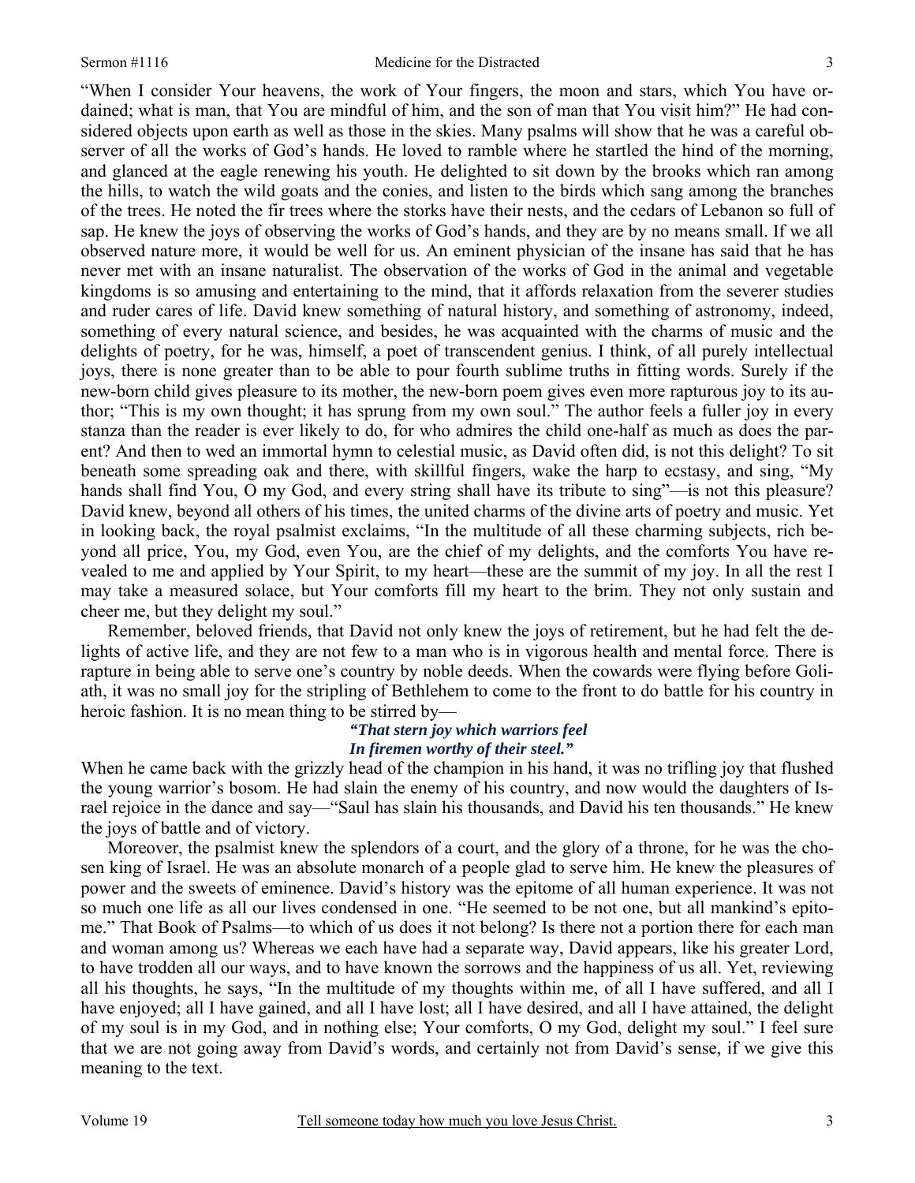"When I consider Your heavens, the work of Your fingers, the moon and stars, which You have ordained; what is man, that You are mindful of him, and the son of man that You visit him?" He had considered objects upon earth as well as those in the skies. Many psalms will show that he was a careful observer of all the works of God's hands. He loved to ramble where he startled the hind of the morning, and glanced at the eagle renewing his youth. He delighted to sit down by the brooks which ran among the hills, to watch the wild goats and the conies, and listen to the birds which sang among the branches of the trees. He noted the fir trees where the storks have their nests, and the cedars of Lebanon so full of sap. He knew the joys of observing the works of God's hands, and they are by no means small. If we all observed nature more, it would be well for us. An eminent physician of the insane has said that he has never met with an insane naturalist. The observation of the works of God in the animal and vegetable kingdoms is so amusing and entertaining to the mind, that it affords relaxation from the severer studies and ruder cares of life. David knew something of natural history, and something of astronomy, indeed, something of every natural science, and besides, he was acquainted with the charms of music and the delights of poetry, for he was, himself, a poet of transcendent genius. I think, of all purely intellectual joys, there is none greater than to be able to pour fourth sublime truths in fitting words. Surely if the new-born child gives pleasure to its mother, the new-born poem gives even more rapturous joy to its author; "This is my own thought; it has sprung from my own soul." The author feels a fuller joy in every stanza than the reader is ever likely to do, for who admires the child one-half as much as does the parent? And then to wed an immortal hymn to celestial music, as David often did, is not this delight? To sit beneath some spreading oak and there, with skillful fingers, wake the harp to ecstasy, and sing, "My hands shall find You, O my God, and every string shall have its tribute to sing"—is not this pleasure? David knew, beyond all others of his times, the united charms of the divine arts of poetry and music. Yet in looking back, the royal psalmist exclaims, "In the multitude of all these charming subjects, rich beyond all price, You, my God, even You, are the chief of my delights, and the comforts You have revealed to me and applied by Your Spirit, to my heart—these are the summit of my joy. In all the rest I may take a measured solace, but Your comforts fill my heart to the brim. They not only sustain and cheer me, but they delight my soul."

Remember, beloved friends, that David not only knew the joys of retirement, but he had felt the delights of active life, and they are not few to a man who is in vigorous health and mental force. There is rapture in being able to serve one's country by noble deeds. When the cowards were flying before Goliath, it was no small joy for the stripling of Bethlehem to come to the front to do battle for his country in heroic fashion. It is no mean thing to be stirred by—

> ***"That stern joy which warriors feel***
> ***In firemen worthy of their steel."***

When he came back with the grizzly head of the champion in his hand, it was no trifling joy that flushed the young warrior's bosom. He had slain the enemy of his country, and now would the daughters of Israel rejoice in the dance and say—"Saul has slain his thousands, and David his ten thousands." He knew the joys of battle and of victory.

Moreover, the psalmist knew the splendors of a court, and the glory of a throne, for he was the chosen king of Israel. He was an absolute monarch of a people glad to serve him. He knew the pleasures of power and the sweets of eminence. David's history was the epitome of all human experience. It was not so much one life as all our lives condensed in one. "He seemed to be not one, but all mankind's epitome." That Book of Psalms—to which of us does it not belong? Is there not a portion there for each man and woman among us? Whereas we each have had a separate way, David appears, like his greater Lord, to have trodden all our ways, and to have known the sorrows and the happiness of us all. Yet, reviewing all his thoughts, he says, "In the multitude of my thoughts within me, of all I have suffered, and all I have enjoyed; all I have gained, and all I have lost; all I have desired, and all I have attained, the delight of my soul is in my God, and in nothing else; Your comforts, O my God, delight my soul." I feel sure that we are not going away from David's words, and certainly not from David's sense, if we give this meaning to the text.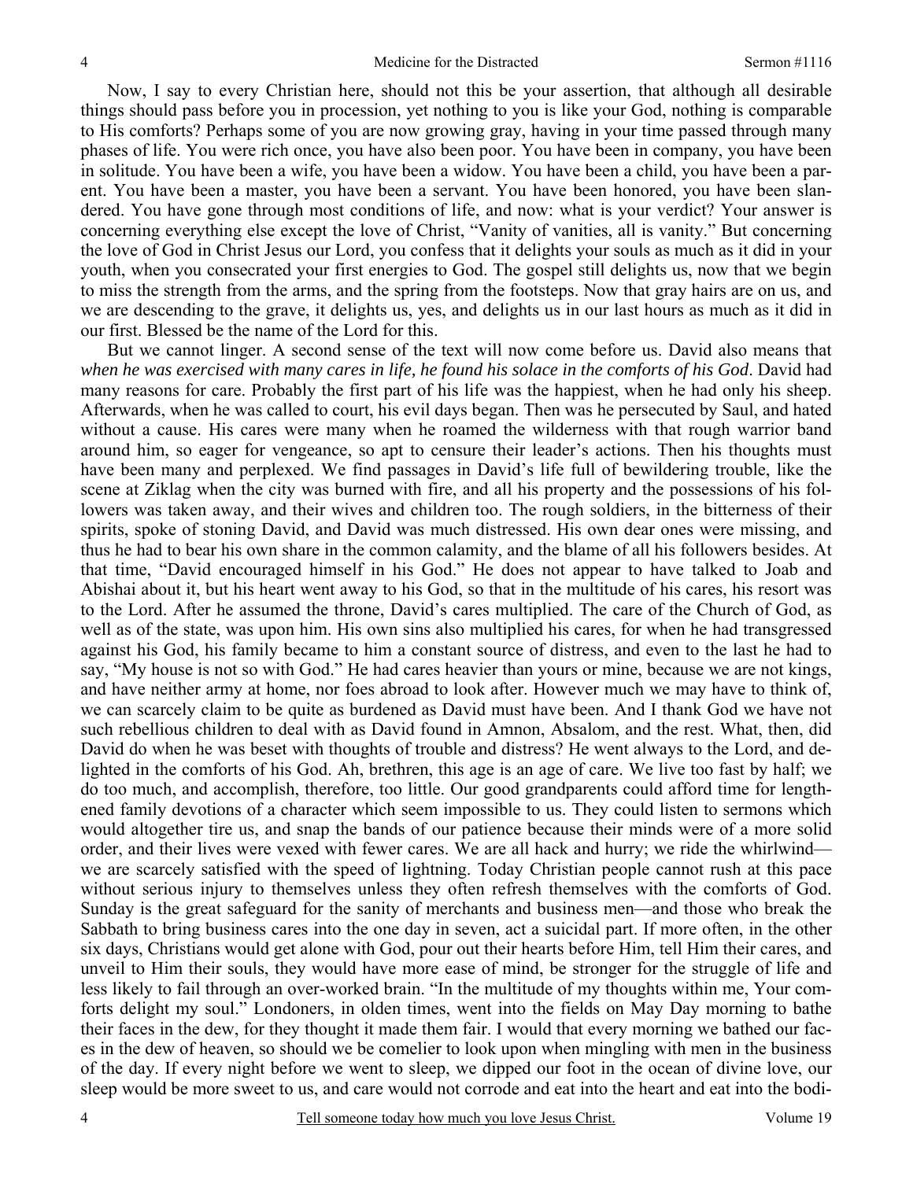Now, I say to every Christian here, should not this be your assertion, that although all desirable things should pass before you in procession, yet nothing to you is like your God, nothing is comparable to His comforts? Perhaps some of you are now growing gray, having in your time passed through many phases of life. You were rich once, you have also been poor. You have been in company, you have been in solitude. You have been a wife, you have been a widow. You have been a child, you have been a parent. You have been a master, you have been a servant. You have been honored, you have been slandered. You have gone through most conditions of life, and now: what is your verdict? Your answer is concerning everything else except the love of Christ, "Vanity of vanities, all is vanity." But concerning the love of God in Christ Jesus our Lord, you confess that it delights your souls as much as it did in your youth, when you consecrated your first energies to God. The gospel still delights us, now that we begin to miss the strength from the arms, and the spring from the footsteps. Now that gray hairs are on us, and we are descending to the grave, it delights us, yes, and delights us in our last hours as much as it did in our first. Blessed be the name of the Lord for this.

But we cannot linger. A second sense of the text will now come before us. David also means that *when he was exercised with many cares in life, he found his solace in the comforts of his God*. David had many reasons for care. Probably the first part of his life was the happiest, when he had only his sheep. Afterwards, when he was called to court, his evil days began. Then was he persecuted by Saul, and hated without a cause. His cares were many when he roamed the wilderness with that rough warrior band around him, so eager for vengeance, so apt to censure their leader's actions. Then his thoughts must have been many and perplexed. We find passages in David's life full of bewildering trouble, like the scene at Ziklag when the city was burned with fire, and all his property and the possessions of his followers was taken away, and their wives and children too. The rough soldiers, in the bitterness of their spirits, spoke of stoning David, and David was much distressed. His own dear ones were missing, and thus he had to bear his own share in the common calamity, and the blame of all his followers besides. At that time, "David encouraged himself in his God." He does not appear to have talked to Joab and Abishai about it, but his heart went away to his God, so that in the multitude of his cares, his resort was to the Lord. After he assumed the throne, David's cares multiplied. The care of the Church of God, as well as of the state, was upon him. His own sins also multiplied his cares, for when he had transgressed against his God, his family became to him a constant source of distress, and even to the last he had to say, "My house is not so with God." He had cares heavier than yours or mine, because we are not kings, and have neither army at home, nor foes abroad to look after. However much we may have to think of, we can scarcely claim to be quite as burdened as David must have been. And I thank God we have not such rebellious children to deal with as David found in Amnon, Absalom, and the rest. What, then, did David do when he was beset with thoughts of trouble and distress? He went always to the Lord, and delighted in the comforts of his God. Ah, brethren, this age is an age of care. We live too fast by half; we do too much, and accomplish, therefore, too little. Our good grandparents could afford time for lengthened family devotions of a character which seem impossible to us. They could listen to sermons which would altogether tire us, and snap the bands of our patience because their minds were of a more solid order, and their lives were vexed with fewer cares. We are all hack and hurry; we ride the whirlwind—we are scarcely satisfied with the speed of lightning. Today Christian people cannot rush at this pace without serious injury to themselves unless they often refresh themselves with the comforts of God. Sunday is the great safeguard for the sanity of merchants and business men—and those who break the Sabbath to bring business cares into the one day in seven, act a suicidal part. If more often, in the other six days, Christians would get alone with God, pour out their hearts before Him, tell Him their cares, and unveil to Him their souls, they would have more ease of mind, be stronger for the struggle of life and less likely to fail through an over-worked brain. "In the multitude of my thoughts within me, Your comforts delight my soul." Londoners, in olden times, went into the fields on May Day morning to bathe their faces in the dew, for they thought it made them fair. I would that every morning we bathed our faces in the dew of heaven, so should we be comelier to look upon when mingling with men in the business of the day. If every night before we went to sleep, we dipped our foot in the ocean of divine love, our sleep would be more sweet to us, and care would not corrode and eat into the heart and eat into the bodi-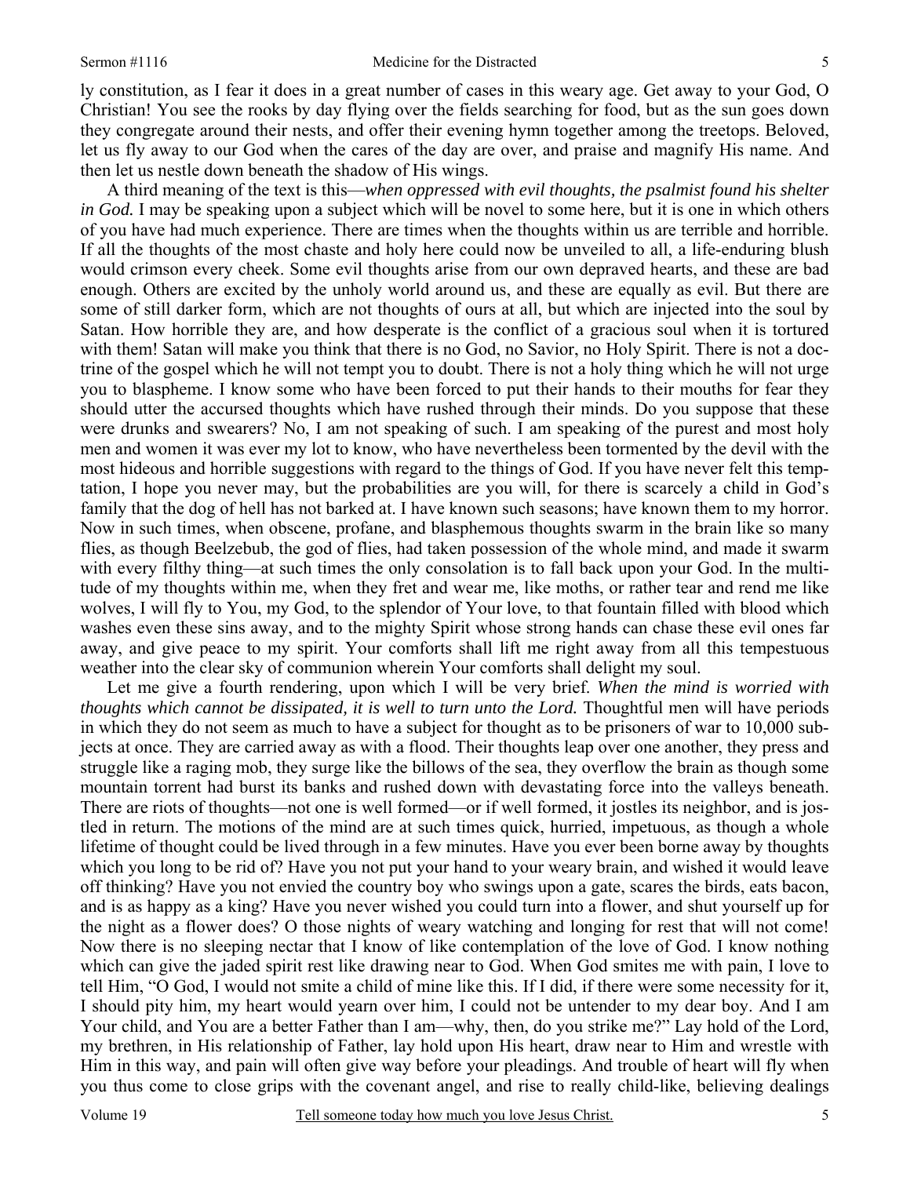ly constitution, as I fear it does in a great number of cases in this weary age. Get away to your God, O Christian! You see the rooks by day flying over the fields searching for food, but as the sun goes down they congregate around their nests, and offer their evening hymn together among the treetops. Beloved, let us fly away to our God when the cares of the day are over, and praise and magnify His name. And then let us nestle down beneath the shadow of His wings.

A third meaning of the text is this—*when oppressed with evil thoughts, the psalmist found his shelter in God.* I may be speaking upon a subject which will be novel to some here, but it is one in which others of you have had much experience. There are times when the thoughts within us are terrible and horrible. If all the thoughts of the most chaste and holy here could now be unveiled to all, a life-enduring blush would crimson every cheek. Some evil thoughts arise from our own depraved hearts, and these are bad enough. Others are excited by the unholy world around us, and these are equally as evil. But there are some of still darker form, which are not thoughts of ours at all, but which are injected into the soul by Satan. How horrible they are, and how desperate is the conflict of a gracious soul when it is tortured with them! Satan will make you think that there is no God, no Savior, no Holy Spirit. There is not a doctrine of the gospel which he will not tempt you to doubt. There is not a holy thing which he will not urge you to blaspheme. I know some who have been forced to put their hands to their mouths for fear they should utter the accursed thoughts which have rushed through their minds. Do you suppose that these were drunks and swearers? No, I am not speaking of such. I am speaking of the purest and most holy men and women it was ever my lot to know, who have nevertheless been tormented by the devil with the most hideous and horrible suggestions with regard to the things of God. If you have never felt this temptation, I hope you never may, but the probabilities are you will, for there is scarcely a child in God's family that the dog of hell has not barked at. I have known such seasons; have known them to my horror. Now in such times, when obscene, profane, and blasphemous thoughts swarm in the brain like so many flies, as though Beelzebub, the god of flies, had taken possession of the whole mind, and made it swarm with every filthy thing—at such times the only consolation is to fall back upon your God. In the multitude of my thoughts within me, when they fret and wear me, like moths, or rather tear and rend me like wolves, I will fly to You, my God, to the splendor of Your love, to that fountain filled with blood which washes even these sins away, and to the mighty Spirit whose strong hands can chase these evil ones far away, and give peace to my spirit. Your comforts shall lift me right away from all this tempestuous weather into the clear sky of communion wherein Your comforts shall delight my soul.

Let me give a fourth rendering, upon which I will be very brief. *When the mind is worried with thoughts which cannot be dissipated, it is well to turn unto the Lord.* Thoughtful men will have periods in which they do not seem as much to have a subject for thought as to be prisoners of war to 10,000 subjects at once. They are carried away as with a flood. Their thoughts leap over one another, they press and struggle like a raging mob, they surge like the billows of the sea, they overflow the brain as though some mountain torrent had burst its banks and rushed down with devastating force into the valleys beneath. There are riots of thoughts—not one is well formed—or if well formed, it jostles its neighbor, and is jostled in return. The motions of the mind are at such times quick, hurried, impetuous, as though a whole lifetime of thought could be lived through in a few minutes. Have you ever been borne away by thoughts which you long to be rid of? Have you not put your hand to your weary brain, and wished it would leave off thinking? Have you not envied the country boy who swings upon a gate, scares the birds, eats bacon, and is as happy as a king? Have you never wished you could turn into a flower, and shut yourself up for the night as a flower does? O those nights of weary watching and longing for rest that will not come! Now there is no sleeping nectar that I know of like contemplation of the love of God. I know nothing which can give the jaded spirit rest like drawing near to God. When God smites me with pain, I love to tell Him, "O God, I would not smite a child of mine like this. If I did, if there were some necessity for it, I should pity him, my heart would yearn over him, I could not be untender to my dear boy. And I am Your child, and You are a better Father than I am—why, then, do you strike me?" Lay hold of the Lord, my brethren, in His relationship of Father, lay hold upon His heart, draw near to Him and wrestle with Him in this way, and pain will often give way before your pleadings. And trouble of heart will fly when you thus come to close grips with the covenant angel, and rise to really child-like, believing dealings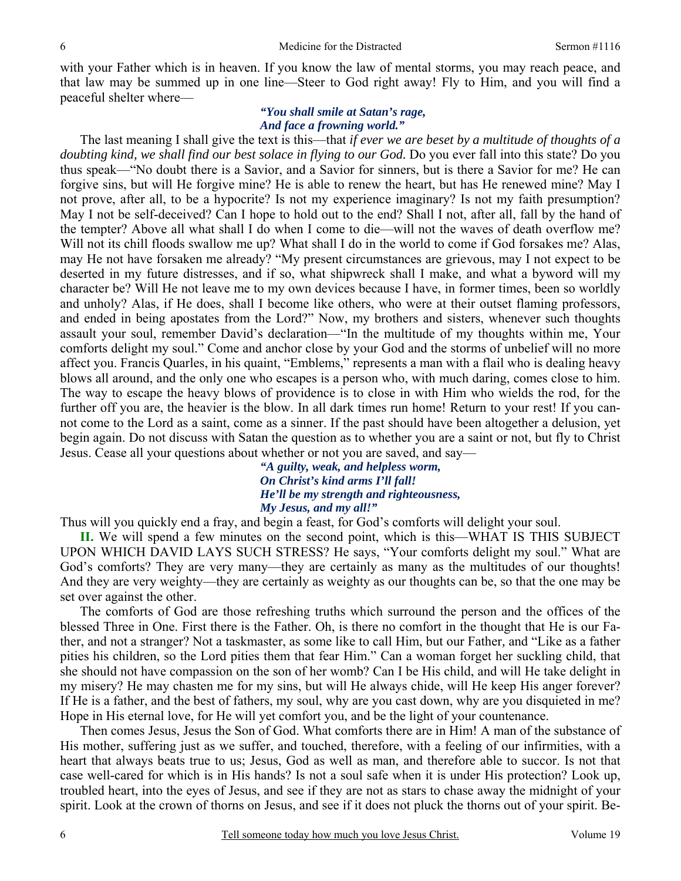with your Father which is in heaven. If you know the law of mental storms, you may reach peace, and that law may be summed up in one line—Steer to God right away! Fly to Him, and you will find a peaceful shelter where—

> ***"You shall smile at Satan's rage,***
> ***And face a frowning world."***

The last meaning I shall give the text is this—that *if ever we are beset by a multitude of thoughts of a doubting kind, we shall find our best solace in flying to our God.* Do you ever fall into this state? Do you thus speak—"No doubt there is a Savior, and a Savior for sinners, but is there a Savior for me? He can forgive sins, but will He forgive mine? He is able to renew the heart, but has He renewed mine? May I not prove, after all, to be a hypocrite? Is not my experience imaginary? Is not my faith presumption? May I not be self-deceived? Can I hope to hold out to the end? Shall I not, after all, fall by the hand of the tempter? Above all what shall I do when I come to die—will not the waves of death overflow me? Will not its chill floods swallow me up? What shall I do in the world to come if God forsakes me? Alas, may He not have forsaken me already? "My present circumstances are grievous, may I not expect to be deserted in my future distresses, and if so, what shipwreck shall I make, and what a byword will my character be? Will He not leave me to my own devices because I have, in former times, been so worldly and unholy? Alas, if He does, shall I become like others, who were at their outset flaming professors, and ended in being apostates from the Lord?" Now, my brothers and sisters, whenever such thoughts assault your soul, remember David's declaration—"In the multitude of my thoughts within me, Your comforts delight my soul." Come and anchor close by your God and the storms of unbelief will no more affect you. Francis Quarles, in his quaint, "Emblems," represents a man with a flail who is dealing heavy blows all around, and the only one who escapes is a person who, with much daring, comes close to him. The way to escape the heavy blows of providence is to close in with Him who wields the rod, for the further off you are, the heavier is the blow. In all dark times run home! Return to your rest! If you cannot come to the Lord as a saint, come as a sinner. If the past should have been altogether a delusion, yet begin again. Do not discuss with Satan the question as to whether you are a saint or not, but fly to Christ Jesus. Cease all your questions about whether or not you are saved, and say—

> ***"A guilty, weak, and helpless worm,***
> ***On Christ's kind arms I'll fall!***
> ***He'll be my strength and righteousness,***
> ***My Jesus, and my all!"***

Thus will you quickly end a fray, and begin a feast, for God's comforts will delight your soul.

**II.** We will spend a few minutes on the second point, which is this—WHAT IS THIS SUBJECT UPON WHICH DAVID LAYS SUCH STRESS? He says, "Your comforts delight my soul." What are God's comforts? They are very many—they are certainly as many as the multitudes of our thoughts! And they are very weighty—they are certainly as weighty as our thoughts can be, so that the one may be set over against the other.

The comforts of God are those refreshing truths which surround the person and the offices of the blessed Three in One. First there is the Father. Oh, is there no comfort in the thought that He is our Father, and not a stranger? Not a taskmaster, as some like to call Him, but our Father, and "Like as a father pities his children, so the Lord pities them that fear Him." Can a woman forget her suckling child, that she should not have compassion on the son of her womb? Can I be His child, and will He take delight in my misery? He may chasten me for my sins, but will He always chide, will He keep His anger forever? If He is a father, and the best of fathers, my soul, why are you cast down, why are you disquieted in me? Hope in His eternal love, for He will yet comfort you, and be the light of your countenance.

Then comes Jesus, Jesus the Son of God. What comforts there are in Him! A man of the substance of His mother, suffering just as we suffer, and touched, therefore, with a feeling of our infirmities, with a heart that always beats true to us; Jesus, God as well as man, and therefore able to succor. Is not that case well-cared for which is in His hands? Is not a soul safe when it is under His protection? Look up, troubled heart, into the eyes of Jesus, and see if they are not as stars to chase away the midnight of your spirit. Look at the crown of thorns on Jesus, and see if it does not pluck the thorns out of your spirit. Be-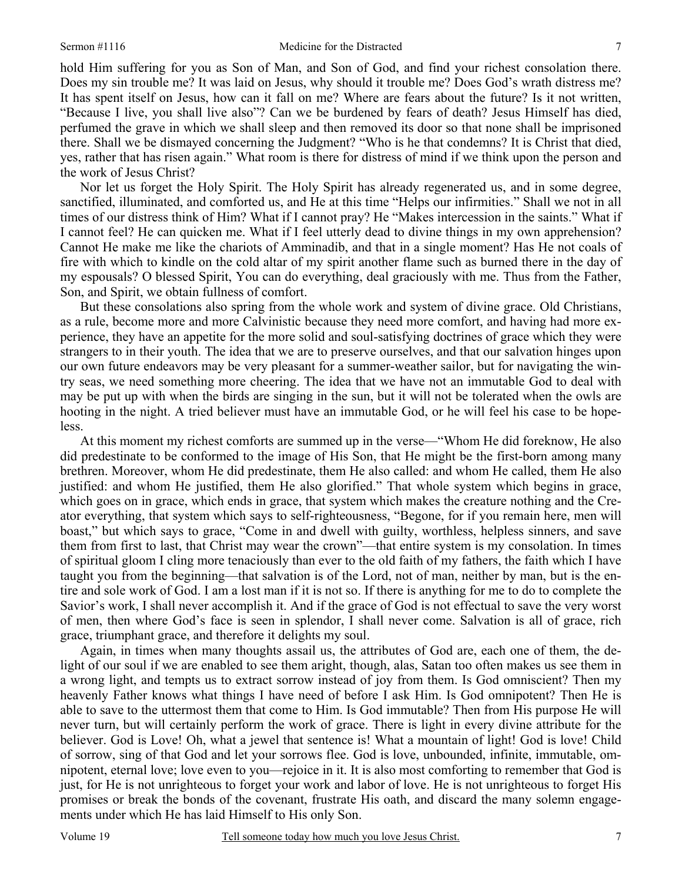hold Him suffering for you as Son of Man, and Son of God, and find your richest consolation there. Does my sin trouble me? It was laid on Jesus, why should it trouble me? Does God's wrath distress me? It has spent itself on Jesus, how can it fall on me? Where are fears about the future? Is it not written, "Because I live, you shall live also"? Can we be burdened by fears of death? Jesus Himself has died, perfumed the grave in which we shall sleep and then removed its door so that none shall be imprisoned there. Shall we be dismayed concerning the Judgment? "Who is he that condemns? It is Christ that died, yes, rather that has risen again." What room is there for distress of mind if we think upon the person and the work of Jesus Christ?

Nor let us forget the Holy Spirit. The Holy Spirit has already regenerated us, and in some degree, sanctified, illuminated, and comforted us, and He at this time "Helps our infirmities." Shall we not in all times of our distress think of Him? What if I cannot pray? He "Makes intercession in the saints." What if I cannot feel? He can quicken me. What if I feel utterly dead to divine things in my own apprehension? Cannot He make me like the chariots of Amminadib, and that in a single moment? Has He not coals of fire with which to kindle on the cold altar of my spirit another flame such as burned there in the day of my espousals? O blessed Spirit, You can do everything, deal graciously with me. Thus from the Father, Son, and Spirit, we obtain fullness of comfort.

But these consolations also spring from the whole work and system of divine grace. Old Christians, as a rule, become more and more Calvinistic because they need more comfort, and having had more experience, they have an appetite for the more solid and soul-satisfying doctrines of grace which they were strangers to in their youth. The idea that we are to preserve ourselves, and that our salvation hinges upon our own future endeavors may be very pleasant for a summer-weather sailor, but for navigating the wintry seas, we need something more cheering. The idea that we have not an immutable God to deal with may be put up with when the birds are singing in the sun, but it will not be tolerated when the owls are hooting in the night. A tried believer must have an immutable God, or he will feel his case to be hopeless.

At this moment my richest comforts are summed up in the verse—"Whom He did foreknow, He also did predestinate to be conformed to the image of His Son, that He might be the first-born among many brethren. Moreover, whom He did predestinate, them He also called: and whom He called, them He also justified: and whom He justified, them He also glorified." That whole system which begins in grace, which goes on in grace, which ends in grace, that system which makes the creature nothing and the Creator everything, that system which says to self-righteousness, "Begone, for if you remain here, men will boast," but which says to grace, "Come in and dwell with guilty, worthless, helpless sinners, and save them from first to last, that Christ may wear the crown"—that entire system is my consolation. In times of spiritual gloom I cling more tenaciously than ever to the old faith of my fathers, the faith which I have taught you from the beginning—that salvation is of the Lord, not of man, neither by man, but is the entire and sole work of God. I am a lost man if it is not so. If there is anything for me to do to complete the Savior's work, I shall never accomplish it. And if the grace of God is not effectual to save the very worst of men, then where God's face is seen in splendor, I shall never come. Salvation is all of grace, rich grace, triumphant grace, and therefore it delights my soul.

Again, in times when many thoughts assail us, the attributes of God are, each one of them, the delight of our soul if we are enabled to see them aright, though, alas, Satan too often makes us see them in a wrong light, and tempts us to extract sorrow instead of joy from them. Is God omniscient? Then my heavenly Father knows what things I have need of before I ask Him. Is God omnipotent? Then He is able to save to the uttermost them that come to Him. Is God immutable? Then from His purpose He will never turn, but will certainly perform the work of grace. There is light in every divine attribute for the believer. God is Love! Oh, what a jewel that sentence is! What a mountain of light! God is love! Child of sorrow, sing of that God and let your sorrows flee. God is love, unbounded, infinite, immutable, omnipotent, eternal love; love even to you—rejoice in it. It is also most comforting to remember that God is just, for He is not unrighteous to forget your work and labor of love. He is not unrighteous to forget His promises or break the bonds of the covenant, frustrate His oath, and discard the many solemn engagements under which He has laid Himself to His only Son.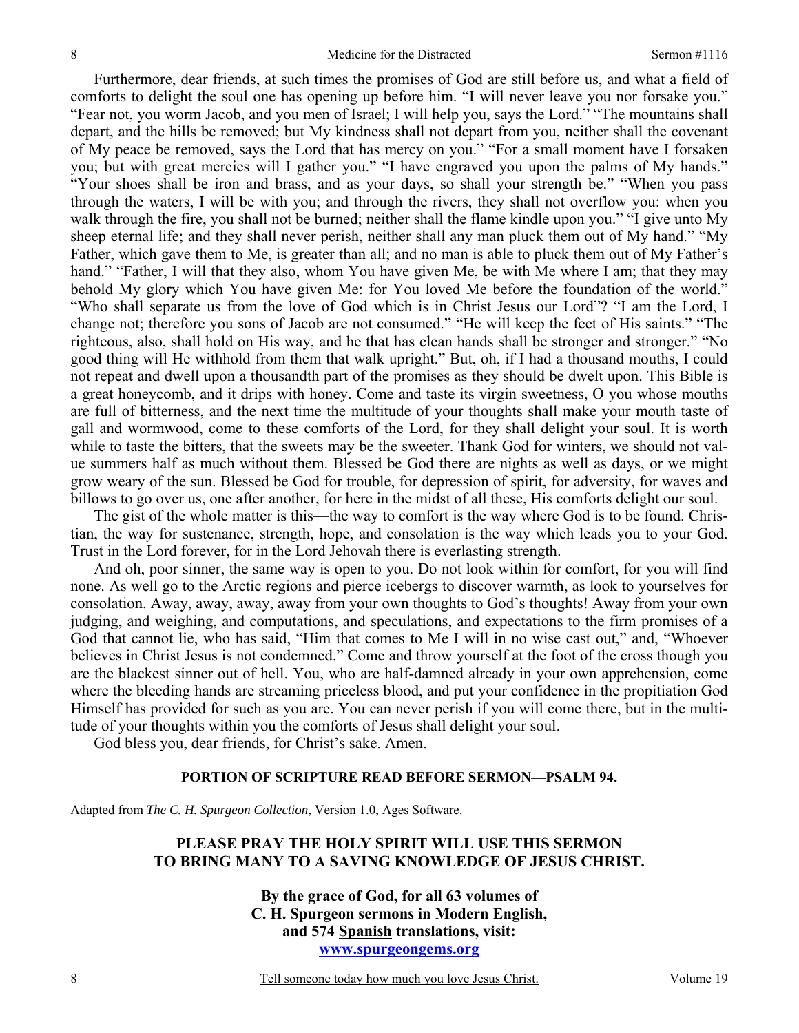Furthermore, dear friends, at such times the promises of God are still before us, and what a field of comforts to delight the soul one has opening up before him. "I will never leave you nor forsake you." "Fear not, you worm Jacob, and you men of Israel; I will help you, says the Lord." "The mountains shall depart, and the hills be removed; but My kindness shall not depart from you, neither shall the covenant of My peace be removed, says the Lord that has mercy on you." "For a small moment have I forsaken you; but with great mercies will I gather you." "I have engraved you upon the palms of My hands." "Your shoes shall be iron and brass, and as your days, so shall your strength be." "When you pass through the waters, I will be with you; and through the rivers, they shall not overflow you: when you walk through the fire, you shall not be burned; neither shall the flame kindle upon you." "I give unto My sheep eternal life; and they shall never perish, neither shall any man pluck them out of My hand." "My Father, which gave them to Me, is greater than all; and no man is able to pluck them out of My Father's hand." "Father, I will that they also, whom You have given Me, be with Me where I am; that they may behold My glory which You have given Me: for You loved Me before the foundation of the world." "Who shall separate us from the love of God which is in Christ Jesus our Lord"? "I am the Lord, I change not; therefore you sons of Jacob are not consumed." "He will keep the feet of His saints." "The righteous, also, shall hold on His way, and he that has clean hands shall be stronger and stronger." "No good thing will He withhold from them that walk upright." But, oh, if I had a thousand mouths, I could not repeat and dwell upon a thousandth part of the promises as they should be dwelt upon. This Bible is a great honeycomb, and it drips with honey. Come and taste its virgin sweetness, O you whose mouths are full of bitterness, and the next time the multitude of your thoughts shall make your mouth taste of gall and wormwood, come to these comforts of the Lord, for they shall delight your soul. It is worth while to taste the bitters, that the sweets may be the sweeter. Thank God for winters, we should not value summers half as much without them. Blessed be God there are nights as well as days, or we might grow weary of the sun. Blessed be God for trouble, for depression of spirit, for adversity, for waves and billows to go over us, one after another, for here in the midst of all these, His comforts delight our soul.

The gist of the whole matter is this—the way to comfort is the way where God is to be found. Christian, the way for sustenance, strength, hope, and consolation is the way which leads you to your God. Trust in the Lord forever, for in the Lord Jehovah there is everlasting strength.

And oh, poor sinner, the same way is open to you. Do not look within for comfort, for you will find none. As well go to the Arctic regions and pierce icebergs to discover warmth, as look to yourselves for consolation. Away, away, away, away from your own thoughts to God's thoughts! Away from your own judging, and weighing, and computations, and speculations, and expectations to the firm promises of a God that cannot lie, who has said, "Him that comes to Me I will in no wise cast out," and, "Whoever believes in Christ Jesus is not condemned." Come and throw yourself at the foot of the cross though you are the blackest sinner out of hell. You, who are half-damned already in your own apprehension, come where the bleeding hands are streaming priceless blood, and put your confidence in the propitiation God Himself has provided for such as you are. You can never perish if you will come there, but in the multitude of your thoughts within you the comforts of Jesus shall delight your soul.

God bless you, dear friends, for Christ's sake. Amen.

**PORTION OF SCRIPTURE READ BEFORE SERMON—PSALM 94.**

Adapted from *The C. H. Spurgeon Collection*, Version 1.0, Ages Software.

**PLEASE PRAY THE HOLY SPIRIT WILL USE THIS SERMON TO BRING MANY TO A SAVING KNOWLEDGE OF JESUS CHRIST.**

**By the grace of God, for all 63 volumes of C. H. Spurgeon sermons in Modern English, and 574 Spanish translations, visit: www.spurgeongems.org**